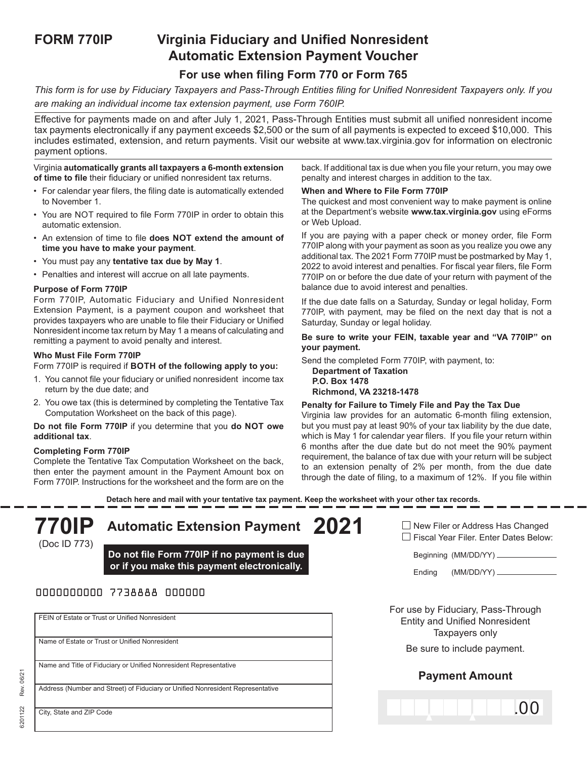# FORM 770IP Virginia Fiduciary and Unified Nonresident Automatic Extension Payment Voucher

## For use when filing Form 770 or Form 765

*This form is for use by Fiduciary Taxpayers and Pass-Through Entities filing for Unified Nonresident Taxpayers only. If you are making an individual income tax extension payment, use Form 760IP.*

Effective for payments made on and after July 1, 2021, Pass-Through Entities must submit all unified nonresident income tax payments electronically if any payment exceeds $2,500 or the sum of all payments is expected to exceed $10,000. This includes estimated, extension, and return payments. Visit our website at www.tax.virginia.gov for information on electronic payment options.

Virginia **automatically grants all taxpayers a 6-month extension of time to file** their fiduciary or unified nonresident tax returns.

- For calendar year filers, the filing date is automatically extended to November 1.
- You are NOT required to file Form 770IP in order to obtain this automatic extension.
- An extension of time to file **does NOT extend the amount of time you have to make your payment**.
- You must pay any **tentative tax due by May 1**.
- Penalties and interest will accrue on all late payments.

**Purpose of Form 770IP**

Form 770IP, Automatic Fiduciary and Unified Nonresident Extension Payment, is a payment coupon and worksheet that provides taxpayers who are unable to file their Fiduciary or Unified Nonresident income tax return by May 1 a means of calculating and remitting a payment to avoid penalty and interest.

**Who Must File Form 770IP**

Form 770IP is required if **BOTH of the following apply to you:**

1. You cannot file your fiduciary or unified nonresident income tax return by the due date; and
2. You owe tax (this is determined by completing the Tentative Tax Computation Worksheet on the back of this page).

**Do not file Form 770IP** if you determine that you **do NOT owe additional tax**.

**Completing Form 770IP**

Complete the Tentative Tax Computation Worksheet on the back, then enter the payment amount in the Payment Amount box on Form 770IP. Instructions for the worksheet and the form are on the back. If additional tax is due when you file your return, you may owe penalty and interest charges in addition to the tax.

**When and Where to File Form 770IP**

The quickest and most convenient way to make payment is online at the Department's website **www.tax.virginia.gov** using eForms or Web Upload.

If you are paying with a paper check or money order, file Form 770IP along with your payment as soon as you realize you owe any additional tax. The 2021 Form 770IP must be postmarked by May 1, 2022 to avoid interest and penalties. For fiscal year filers, file Form 770IP on or before the due date of your return with payment of the balance due to avoid interest and penalties.

If the due date falls on a Saturday, Sunday or legal holiday, Form 770IP, with payment, may be filed on the next day that is not a Saturday, Sunday or legal holiday.

**Be sure to write your FEIN, taxable year and "VA 770IP" on your payment.**

Send the completed Form 770IP, with payment, to:

**Department of Taxation**
**P.O. Box 1478**
**Richmond, VA 23218-1478**

**Penalty for Failure to Timely File and Pay the Tax Due**

Virginia law provides for an automatic 6-month filing extension, but you must pay at least 90% of your tax liability by the due date, which is May 1 for calendar year filers. If you file your return within 6 months after the due date but do not meet the 90% payment requirement, the balance of tax due with your return will be subject to an extension penalty of 2% per month, from the due date through the date of filing, to a maximum of 12%. If you file within

**Detach here and mail with your tentative tax payment. Keep the worksheet with your other tax records.**

---

# 770IP Automatic Extension Payment 2021

(Doc ID 773)

**Do not file Form 770IP if no payment is due or if you make this payment electronically.**

☐ New Filer or Address Has Changed
☐ Fiscal Year Filer. Enter Dates Below:

Beginning (MM/DD/YY) ______________

Ending (MM/DD/YY) ______________

0000000000 7738888 000000

| FEIN of Estate or Trust or Unified Nonresident |
|---|
| Name of Estate or Trust or Unified Nonresident |
| Name and Title of Fiduciary or Unified Nonresident Representative |
| Address (Number and Street) of Fiduciary or Unified Nonresident Representative |
| City, State and ZIP Code |

For use by Fiduciary, Pass-Through Entity and Unified Nonresident Taxpayers only

Be sure to include payment.

**Payment Amount**

.00

6201122 Rev. 06/21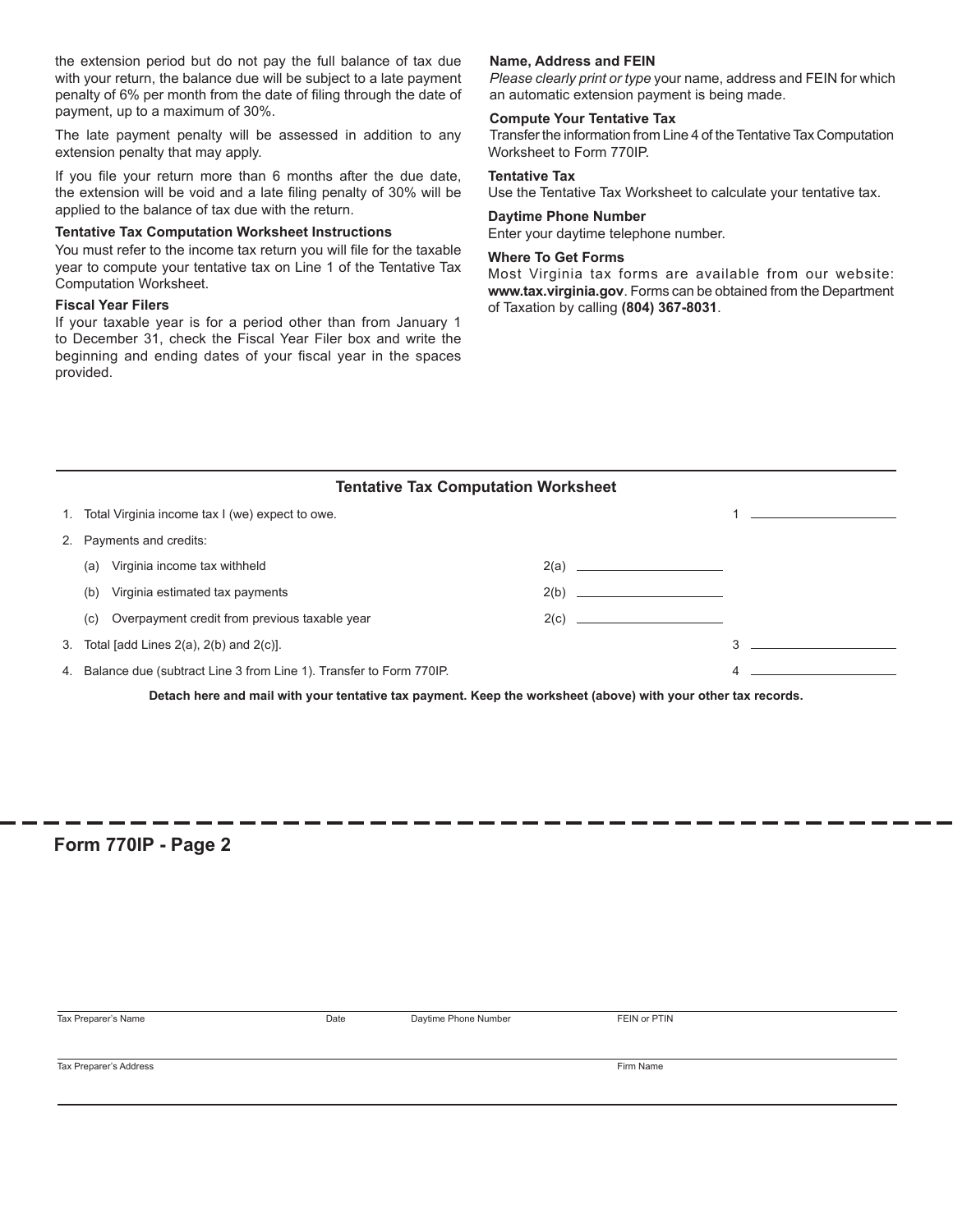the extension period but do not pay the full balance of tax due with your return, the balance due will be subject to a late payment penalty of 6% per month from the date of filing through the date of payment, up to a maximum of 30%.

The late payment penalty will be assessed in addition to any extension penalty that may apply.

If you file your return more than 6 months after the due date, the extension will be void and a late filing penalty of 30% will be applied to the balance of tax due with the return.

**Tentative Tax Computation Worksheet Instructions**

You must refer to the income tax return you will file for the taxable year to compute your tentative tax on Line 1 of the Tentative Tax Computation Worksheet.

**Fiscal Year Filers**

If your taxable year is for a period other than from January 1 to December 31, check the Fiscal Year Filer box and write the beginning and ending dates of your fiscal year in the spaces provided.

**Name, Address and FEIN**

*Please clearly print or type* your name, address and FEIN for which an automatic extension payment is being made.

**Compute Your Tentative Tax**

Transfer the information from Line 4 of the Tentative Tax Computation Worksheet to Form 770IP.

**Tentative Tax**

Use the Tentative Tax Worksheet to calculate your tentative tax.

**Daytime Phone Number**

Enter your daytime telephone number.

**Where To Get Forms**

Most Virginia tax forms are available from our website: **www.tax.virginia.gov**. Forms can be obtained from the Department of Taxation by calling **(804) 367-8031**.

## Tentative Tax Computation Worksheet

| | | | |
|---|---|---|---|
| 1. Total Virginia income tax I (we) expect to owe. | | 1 | ______ |
| 2. Payments and credits: | | | |
| (a) Virginia income tax withheld | 2(a) ______ | | |
| (b) Virginia estimated tax payments | 2(b) ______ | | |
| (c) Overpayment credit from previous taxable year | 2(c) ______ | | |
| 3. Total [add Lines 2(a), 2(b) and 2(c)]. | | 3 | ______ |
| 4. Balance due (subtract Line 3 from Line 1). Transfer to Form 770IP. | | 4 | ______ |

**Detach here and mail with your tentative tax payment. Keep the worksheet (above) with your other tax records.**

## Form 770IP - Page 2

| | | | |
|---|---|---|---|
| Tax Preparer's Name | Date | Daytime Phone Number | FEIN or PTIN |
| Tax Preparer's Address | | | Firm Name |